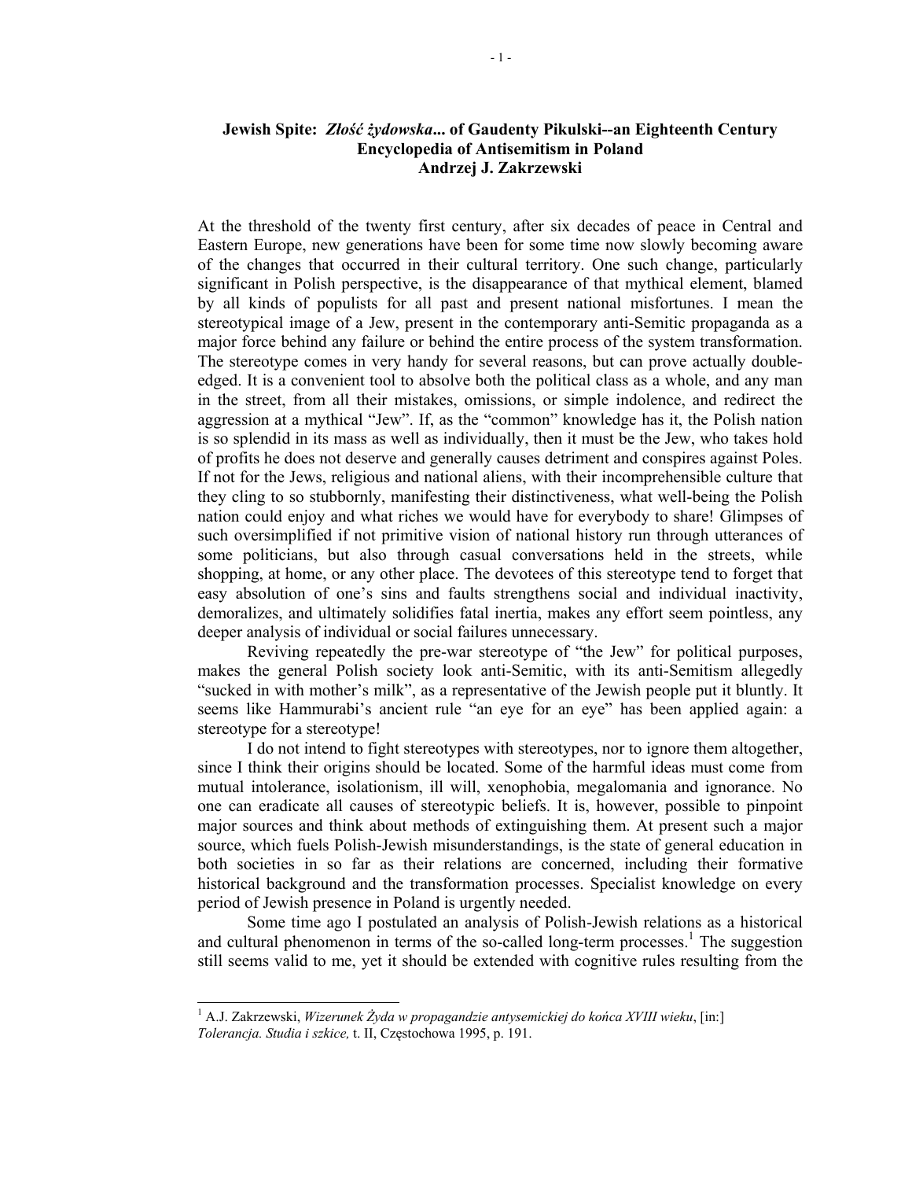# Jewish Spite: *Złość żydowska...* of Gaudenty Pikulski--an Eighteenth Century Encyclopedia of Antisemitism in Poland

**Andrzej J. Zakrzewski**

At the threshold of the twenty first century, after six decades of peace in Central and Eastern Europe, new generations have been for some time now slowly becoming aware of the changes that occurred in their cultural territory. One such change, particularly significant in Polish perspective, is the disappearance of that mythical element, blamed by all kinds of populists for all past and present national misfortunes. I mean the stereotypical image of a Jew, present in the contemporary anti-Semitic propaganda as a major force behind any failure or behind the entire process of the system transformation. The stereotype comes in very handy for several reasons, but can prove actually double-edged. It is a convenient tool to absolve both the political class as a whole, and any man in the street, from all their mistakes, omissions, or simple indolence, and redirect the aggression at a mythical "Jew". If, as the "common" knowledge has it, the Polish nation is so splendid in its mass as well as individually, then it must be the Jew, who takes hold of profits he does not deserve and generally causes detriment and conspires against Poles. If not for the Jews, religious and national aliens, with their incomprehensible culture that they cling to so stubbornly, manifesting their distinctiveness, what well-being the Polish nation could enjoy and what riches we would have for everybody to share! Glimpses of such oversimplified if not primitive vision of national history run through utterances of some politicians, but also through casual conversations held in the streets, while shopping, at home, or any other place. The devotees of this stereotype tend to forget that easy absolution of one's sins and faults strengthens social and individual inactivity, demoralizes, and ultimately solidifies fatal inertia, makes any effort seem pointless, any deeper analysis of individual or social failures unnecessary.

Reviving repeatedly the pre-war stereotype of "the Jew" for political purposes, makes the general Polish society look anti-Semitic, with its anti-Semitism allegedly "sucked in with mother's milk", as a representative of the Jewish people put it bluntly. It seems like Hammurabi's ancient rule "an eye for an eye" has been applied again: a stereotype for a stereotype!

I do not intend to fight stereotypes with stereotypes, nor to ignore them altogether, since I think their origins should be located. Some of the harmful ideas must come from mutual intolerance, isolationism, ill will, xenophobia, megalomania and ignorance. No one can eradicate all causes of stereotypic beliefs. It is, however, possible to pinpoint major sources and think about methods of extinguishing them. At present such a major source, which fuels Polish-Jewish misunderstandings, is the state of general education in both societies in so far as their relations are concerned, including their formative historical background and the transformation processes. Specialist knowledge on every period of Jewish presence in Poland is urgently needed.

Some time ago I postulated an analysis of Polish-Jewish relations as a historical and cultural phenomenon in terms of the so-called long-term processes.[1] The suggestion still seems valid to me, yet it should be extended with cognitive rules resulting from the

---

[1] A.J. Zakrzewski, *Wizerunek Żyda w propagandzie antysemickiej do końca XVIII wieku*, [in:] *Tolerancja. Studia i szkice,* t. II, Częstochowa 1995, p. 191.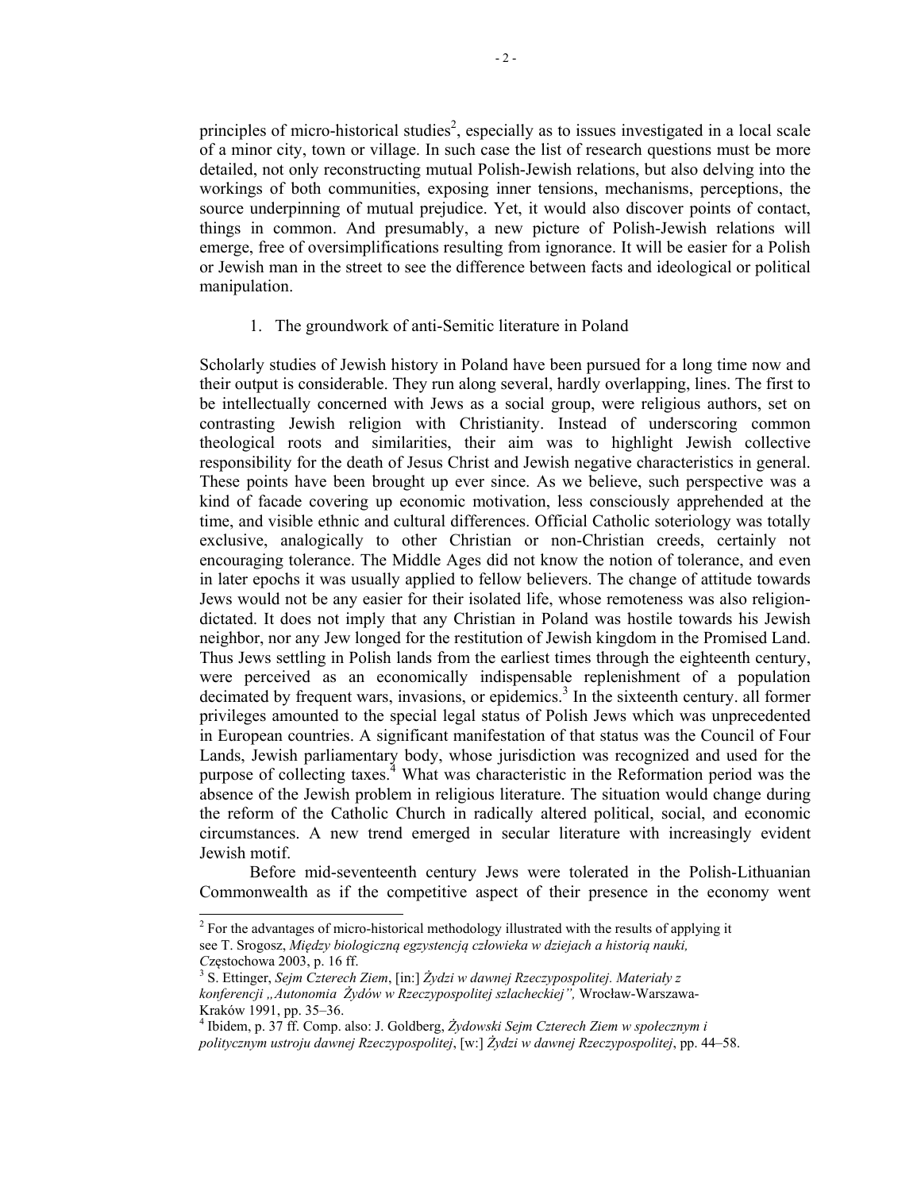principles of micro-historical studies[2], especially as to issues investigated in a local scale of a minor city, town or village. In such case the list of research questions must be more detailed, not only reconstructing mutual Polish-Jewish relations, but also delving into the workings of both communities, exposing inner tensions, mechanisms, perceptions, the source underpinning of mutual prejudice. Yet, it would also discover points of contact, things in common. And presumably, a new picture of Polish-Jewish relations will emerge, free of oversimplifications resulting from ignorance. It will be easier for a Polish or Jewish man in the street to see the difference between facts and ideological or political manipulation.

## 1. The groundwork of anti-Semitic literature in Poland

Scholarly studies of Jewish history in Poland have been pursued for a long time now and their output is considerable. They run along several, hardly overlapping, lines. The first to be intellectually concerned with Jews as a social group, were religious authors, set on contrasting Jewish religion with Christianity. Instead of underscoring common theological roots and similarities, their aim was to highlight Jewish collective responsibility for the death of Jesus Christ and Jewish negative characteristics in general. These points have been brought up ever since. As we believe, such perspective was a kind of facade covering up economic motivation, less consciously apprehended at the time, and visible ethnic and cultural differences. Official Catholic soteriology was totally exclusive, analogically to other Christian or non-Christian creeds, certainly not encouraging tolerance. The Middle Ages did not know the notion of tolerance, and even in later epochs it was usually applied to fellow believers. The change of attitude towards Jews would not be any easier for their isolated life, whose remoteness was also religion-dictated. It does not imply that any Christian in Poland was hostile towards his Jewish neighbor, nor any Jew longed for the restitution of Jewish kingdom in the Promised Land. Thus Jews settling in Polish lands from the earliest times through the eighteenth century, were perceived as an economically indispensable replenishment of a population decimated by frequent wars, invasions, or epidemics.[3] In the sixteenth century. all former privileges amounted to the special legal status of Polish Jews which was unprecedented in European countries. A significant manifestation of that status was the Council of Four Lands, Jewish parliamentary body, whose jurisdiction was recognized and used for the purpose of collecting taxes.[4] What was characteristic in the Reformation period was the absence of the Jewish problem in religious literature. The situation would change during the reform of the Catholic Church in radically altered political, social, and economic circumstances. A new trend emerged in secular literature with increasingly evident Jewish motif.

Before mid-seventeenth century Jews were tolerated in the Polish-Lithuanian Commonwealth as if the competitive aspect of their presence in the economy went

---

[2] For the advantages of micro-historical methodology illustrated with the results of applying it see T. Srogosz, *Między biologiczną egzystencją człowieka w dziejach a historią nauki, C*zęstochowa 2003, p. 16 ff.

[3] S. Ettinger, *Sejm Czterech Ziem*, [in:] *Żydzi w dawnej Rzeczypospolitej. Materiały z konferencji „Autonomia Żydów w Rzeczypospolitej szlacheckiej”,* Wrocław-Warszawa-Kraków 1991, pp. 35–36.

[4] Ibidem, p. 37 ff. Comp. also: J. Goldberg, *Żydowski Sejm Czterech Ziem w społecznym i politycznym ustroju dawnej Rzeczypospolitej*, [w:] *Żydzi w dawnej Rzeczypospolitej*, pp. 44–58.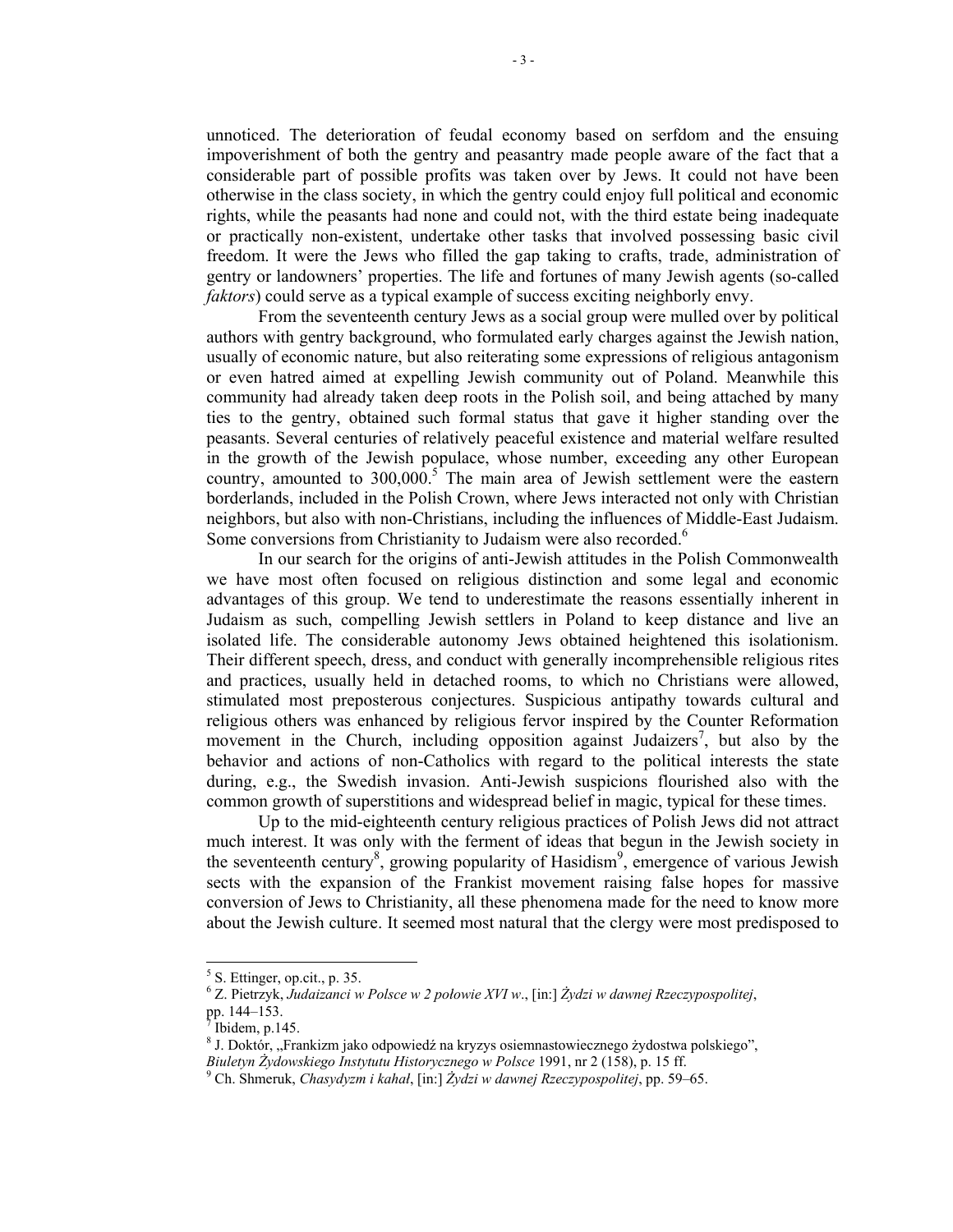unnoticed. The deterioration of feudal economy based on serfdom and the ensuing impoverishment of both the gentry and peasantry made people aware of the fact that a considerable part of possible profits was taken over by Jews. It could not have been otherwise in the class society, in which the gentry could enjoy full political and economic rights, while the peasants had none and could not, with the third estate being inadequate or practically non-existent, undertake other tasks that involved possessing basic civil freedom. It were the Jews who filled the gap taking to crafts, trade, administration of gentry or landowners' properties. The life and fortunes of many Jewish agents (so-called *faktors*) could serve as a typical example of success exciting neighborly envy.

From the seventeenth century Jews as a social group were mulled over by political authors with gentry background, who formulated early charges against the Jewish nation, usually of economic nature, but also reiterating some expressions of religious antagonism or even hatred aimed at expelling Jewish community out of Poland. Meanwhile this community had already taken deep roots in the Polish soil, and being attached by many ties to the gentry, obtained such formal status that gave it higher standing over the peasants. Several centuries of relatively peaceful existence and material welfare resulted in the growth of the Jewish populace, whose number, exceeding any other European country, amounted to 300,000.[5] The main area of Jewish settlement were the eastern borderlands, included in the Polish Crown, where Jews interacted not only with Christian neighbors, but also with non-Christians, including the influences of Middle-East Judaism. Some conversions from Christianity to Judaism were also recorded.[6]

In our search for the origins of anti-Jewish attitudes in the Polish Commonwealth we have most often focused on religious distinction and some legal and economic advantages of this group. We tend to underestimate the reasons essentially inherent in Judaism as such, compelling Jewish settlers in Poland to keep distance and live an isolated life. The considerable autonomy Jews obtained heightened this isolationism. Their different speech, dress, and conduct with generally incomprehensible religious rites and practices, usually held in detached rooms, to which no Christians were allowed, stimulated most preposterous conjectures. Suspicious antipathy towards cultural and religious others was enhanced by religious fervor inspired by the Counter Reformation movement in the Church, including opposition against Judaizers[7], but also by the behavior and actions of non-Catholics with regard to the political interests the state during, e.g., the Swedish invasion. Anti-Jewish suspicions flourished also with the common growth of superstitions and widespread belief in magic, typical for these times.

Up to the mid-eighteenth century religious practices of Polish Jews did not attract much interest. It was only with the ferment of ideas that begun in the Jewish society in the seventeenth century[8], growing popularity of Hasidism[9], emergence of various Jewish sects with the expansion of the Frankist movement raising false hopes for massive conversion of Jews to Christianity, all these phenomena made for the need to know more about the Jewish culture. It seemed most natural that the clergy were most predisposed to

---

[5] S. Ettinger, op.cit., p. 35.

[6] Z. Pietrzyk, *Judaizanci w Polsce w 2 połowie XVI w*., [in:] *Żydzi w dawnej Rzeczypospolitej*, pp. 144–153.

[7] Ibidem, p.145.

[8] J. Doktór, „Frankizm jako odpowiedź na kryzys osiemnastowiecznego żydostwa polskiego", *Biuletyn Żydowskiego Instytutu Historycznego w Polsce* 1991, nr 2 (158), p. 15 ff.

[9] Ch. Shmeruk, *Chasydyzm i kahał*, [in:] *Żydzi w dawnej Rzeczypospolitej*, pp. 59–65.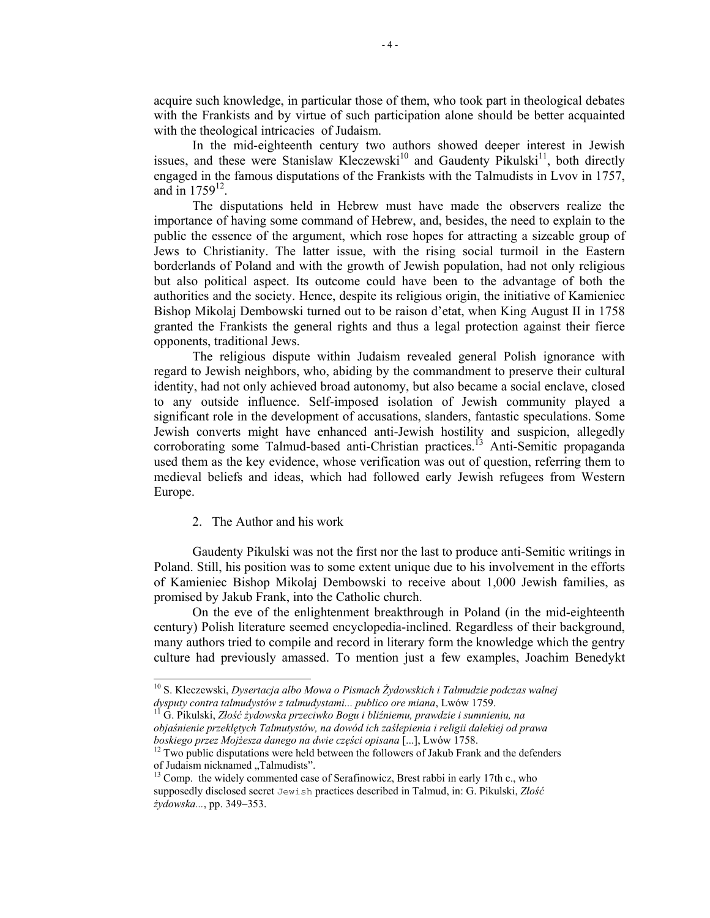acquire such knowledge, in particular those of them, who took part in theological debates with the Frankists and by virtue of such participation alone should be better acquainted with the theological intricacies of Judaism.

In the mid-eighteenth century two authors showed deeper interest in Jewish issues, and these were Stanislaw Kleczewski[10] and Gaudenty Pikulski[11], both directly engaged in the famous disputations of the Frankists with the Talmudists in Lvov in 1757, and in 1759[12].

The disputations held in Hebrew must have made the observers realize the importance of having some command of Hebrew, and, besides, the need to explain to the public the essence of the argument, which rose hopes for attracting a sizeable group of Jews to Christianity. The latter issue, with the rising social turmoil in the Eastern borderlands of Poland and with the growth of Jewish population, had not only religious but also political aspect. Its outcome could have been to the advantage of both the authorities and the society. Hence, despite its religious origin, the initiative of Kamieniec Bishop Mikolaj Dembowski turned out to be raison d'etat, when King August II in 1758 granted the Frankists the general rights and thus a legal protection against their fierce opponents, traditional Jews.

The religious dispute within Judaism revealed general Polish ignorance with regard to Jewish neighbors, who, abiding by the commandment to preserve their cultural identity, had not only achieved broad autonomy, but also became a social enclave, closed to any outside influence. Self-imposed isolation of Jewish community played a significant role in the development of accusations, slanders, fantastic speculations. Some Jewish converts might have enhanced anti-Jewish hostility and suspicion, allegedly corroborating some Talmud-based anti-Christian practices.[13] Anti-Semitic propaganda used them as the key evidence, whose verification was out of question, referring them to medieval beliefs and ideas, which had followed early Jewish refugees from Western Europe.

2. The Author and his work

Gaudenty Pikulski was not the first nor the last to produce anti-Semitic writings in Poland. Still, his position was to some extent unique due to his involvement in the efforts of Kamieniec Bishop Mikolaj Dembowski to receive about 1,000 Jewish families, as promised by Jakub Frank, into the Catholic church.

On the eve of the enlightenment breakthrough in Poland (in the mid-eighteenth century) Polish literature seemed encyclopedia-inclined. Regardless of their background, many authors tried to compile and record in literary form the knowledge which the gentry culture had previously amassed. To mention just a few examples, Joachim Benedykt

---

[10] S. Kleczewski, *Dysertacja albo Mowa o Pismach Żydowskich i Talmudzie podczas walnej dysputy contra talmudystów z talmudystami... publico ore miana*, Lwów 1759.

[11] G. Pikulski, *Złość żydowska przeciwko Bogu i bliźniemu, prawdzie i sumnieniu, na objaśnienie przeklętych Talmutystów, na dowód ich zaślepienia i religii dalekiej od prawa boskiego przez Mojżesza danego na dwie części opisana* [...], Lwów 1758.

[12] Two public disputations were held between the followers of Jakub Frank and the defenders of Judaism nicknamed „Talmudists".

[13] Comp. the widely commented case of Serafinowicz, Brest rabbi in early 17th c., who supposedly disclosed secret Jewish practices described in Talmud, in: G. Pikulski, *Złość żydowska...*, pp. 349–353.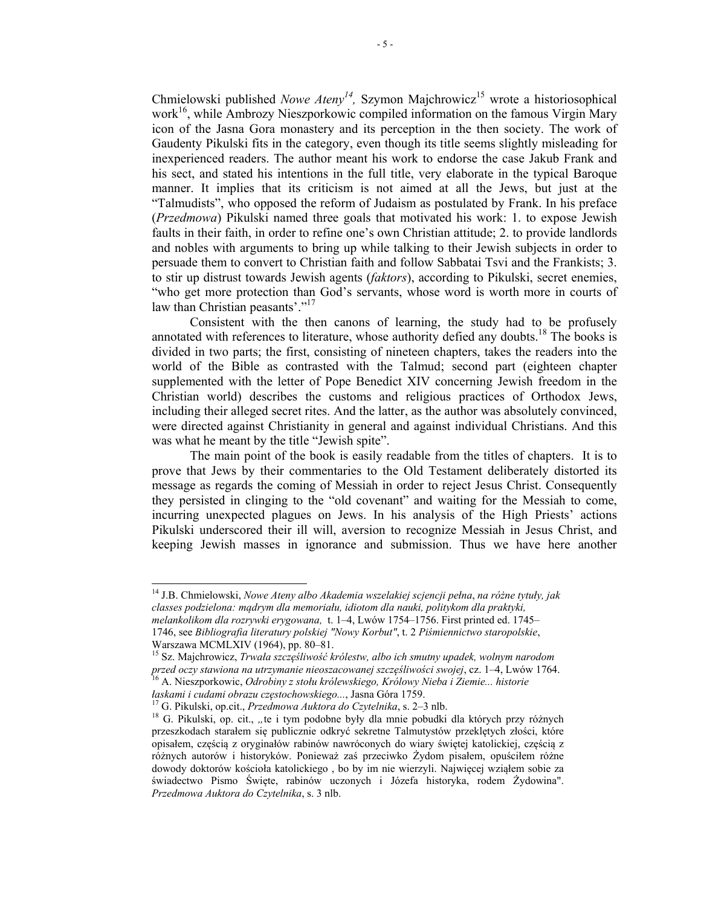Chmielowski published *Nowe Ateny*[14], Szymon Majchrowicz[15] wrote a historiosophical work[16], while Ambrozy Nieszporkowic compiled information on the famous Virgin Mary icon of the Jasna Gora monastery and its perception in the then society. The work of Gaudenty Pikulski fits in the category, even though its title seems slightly misleading for inexperienced readers. The author meant his work to endorse the case Jakub Frank and his sect, and stated his intentions in the full title, very elaborate in the typical Baroque manner. It implies that its criticism is not aimed at all the Jews, but just at the "Talmudists", who opposed the reform of Judaism as postulated by Frank. In his preface (*Przedmowa*) Pikulski named three goals that motivated his work: 1. to expose Jewish faults in their faith, in order to refine one's own Christian attitude; 2. to provide landlords and nobles with arguments to bring up while talking to their Jewish subjects in order to persuade them to convert to Christian faith and follow Sabbatai Tsvi and the Frankists; 3. to stir up distrust towards Jewish agents (*faktors*), according to Pikulski, secret enemies, "who get more protection than God's servants, whose word is worth more in courts of law than Christian peasants'."[17]

Consistent with the then canons of learning, the study had to be profusely annotated with references to literature, whose authority defied any doubts.[18] The books is divided in two parts; the first, consisting of nineteen chapters, takes the readers into the world of the Bible as contrasted with the Talmud; second part (eighteen chapter supplemented with the letter of Pope Benedict XIV concerning Jewish freedom in the Christian world) describes the customs and religious practices of Orthodox Jews, including their alleged secret rites. And the latter, as the author was absolutely convinced, were directed against Christianity in general and against individual Christians. And this was what he meant by the title "Jewish spite".

The main point of the book is easily readable from the titles of chapters. It is to prove that Jews by their commentaries to the Old Testament deliberately distorted its message as regards the coming of Messiah in order to reject Jesus Christ. Consequently they persisted in clinging to the "old covenant" and waiting for the Messiah to come, incurring unexpected plagues on Jews. In his analysis of the High Priests' actions Pikulski underscored their ill will, aversion to recognize Messiah in Jesus Christ, and keeping Jewish masses in ignorance and submission. Thus we have here another

---

[14] J.B. Chmielowski, *Nowe Ateny albo Akademia wszelakiej scjencji pełna*, *na różne tytuły, jak classes podzielona: mądrym dla memoriału, idiotom dla nauki, politykom dla praktyki, melankolikom dla rozrywki erygowana,* t. 1–4, Lwów 1754–1756. First printed ed. 1745–1746, see *Bibliografia literatury polskiej "Nowy Korbut"*, t. 2 *Piśmiennictwo staropolskie*, Warszawa MCMLXIV (1964), pp. 80–81.

[15] Sz. Majchrowicz, *Trwała szczęśliwość królestw, albo ich smutny upadek, wolnym narodom przed oczy stawiona na utrzymanie nieoszacowanej szczęśliwości swojej*, cz. 1–4, Lwów 1764.

[16] A. Nieszporkowic, *Odrobiny z stołu królewskiego, Królowy Nieba i Ziemie... historie łaskami i cudami obrazu częstochowskiego...*, Jasna Góra 1759.

[17] G. Pikulski, op.cit., *Przedmowa Auktora do Czytelnika*, s. 2–3 nlb.

[18] G. Pikulski, op. cit., „te i tym podobne były dla mnie pobudki dla których przy różnych przeszkodach starałem się publicznie odkryć sekretne Talmutystów przeklętych złości, które opisałem, częścią z oryginałów rabinów nawróconych do wiary świętej katolickiej, częścią z różnych autorów i historyków. Ponieważ zaś przeciwko Żydom pisałem, opuściłem różne dowody doktorów kościoła katolickiego , bo by im nie wierzyli. Najwięcej wziąłem sobie za świadectwo Pismo Święte, rabinów uczonych i Józefa historyka, rodem Żydowina". *Przedmowa Auktora do Czytelnika*, s. 3 nlb.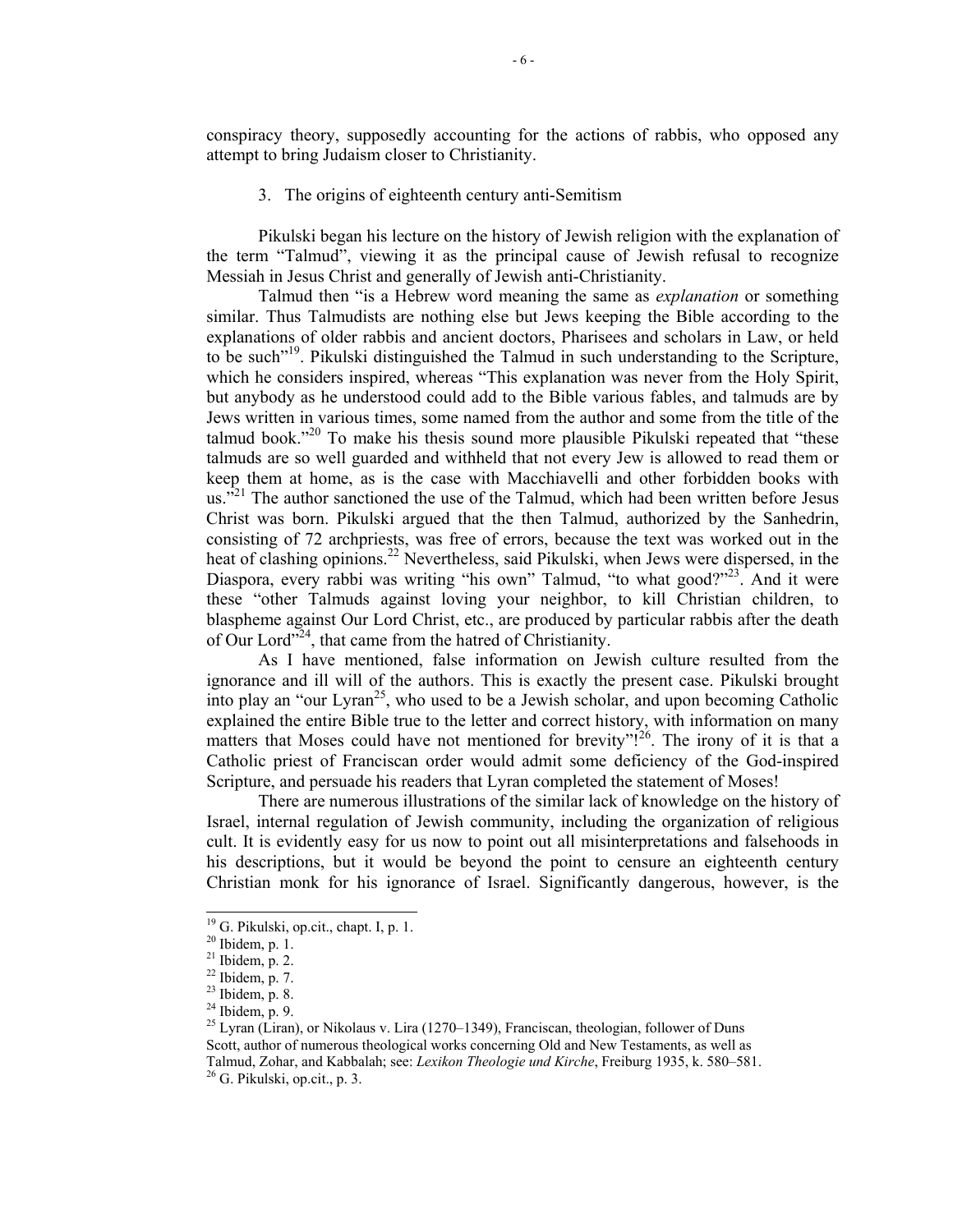conspiracy theory, supposedly accounting for the actions of rabbis, who opposed any attempt to bring Judaism closer to Christianity.

### 3. The origins of eighteenth century anti-Semitism

Pikulski began his lecture on the history of Jewish religion with the explanation of the term "Talmud", viewing it as the principal cause of Jewish refusal to recognize Messiah in Jesus Christ and generally of Jewish anti-Christianity.

Talmud then "is a Hebrew word meaning the same as *explanation* or something similar. Thus Talmudists are nothing else but Jews keeping the Bible according to the explanations of older rabbis and ancient doctors, Pharisees and scholars in Law, or held to be such"[19]. Pikulski distinguished the Talmud in such understanding to the Scripture, which he considers inspired, whereas "This explanation was never from the Holy Spirit, but anybody as he understood could add to the Bible various fables, and talmuds are by Jews written in various times, some named from the author and some from the title of the talmud book."[20] To make his thesis sound more plausible Pikulski repeated that "these talmuds are so well guarded and withheld that not every Jew is allowed to read them or keep them at home, as is the case with Macchiavelli and other forbidden books with us."[21] The author sanctioned the use of the Talmud, which had been written before Jesus Christ was born. Pikulski argued that the then Talmud, authorized by the Sanhedrin, consisting of 72 archpriests, was free of errors, because the text was worked out in the heat of clashing opinions.[22] Nevertheless, said Pikulski, when Jews were dispersed, in the Diaspora, every rabbi was writing "his own" Talmud, "to what good?"[23]. And it were these "other Talmuds against loving your neighbor, to kill Christian children, to blaspheme against Our Lord Christ, etc., are produced by particular rabbis after the death of Our Lord"[24], that came from the hatred of Christianity.

As I have mentioned, false information on Jewish culture resulted from the ignorance and ill will of the authors. This is exactly the present case. Pikulski brought into play an "our Lyran[25], who used to be a Jewish scholar, and upon becoming Catholic explained the entire Bible true to the letter and correct history, with information on many matters that Moses could have not mentioned for brevity"![26]. The irony of it is that a Catholic priest of Franciscan order would admit some deficiency of the God-inspired Scripture, and persuade his readers that Lyran completed the statement of Moses!

There are numerous illustrations of the similar lack of knowledge on the history of Israel, internal regulation of Jewish community, including the organization of religious cult. It is evidently easy for us now to point out all misinterpretations and falsehoods in his descriptions, but it would be beyond the point to censure an eighteenth century Christian monk for his ignorance of Israel. Significantly dangerous, however, is the

---

[19] G. Pikulski, op.cit., chapt. I, p. 1.

[20] Ibidem, p. 1.

[21] Ibidem, p. 2.

[22] Ibidem, p. 7.

[23] Ibidem, p. 8.

[24] Ibidem, p. 9.

[25] Lyran (Liran), or Nikolaus v. Lira (1270–1349), Franciscan, theologian, follower of Duns Scott, author of numerous theological works concerning Old and New Testaments, as well as Talmud, Zohar, and Kabbalah; see: *Lexikon Theologie und Kirche*, Freiburg 1935, k. 580–581.

[26] G. Pikulski, op.cit., p. 3.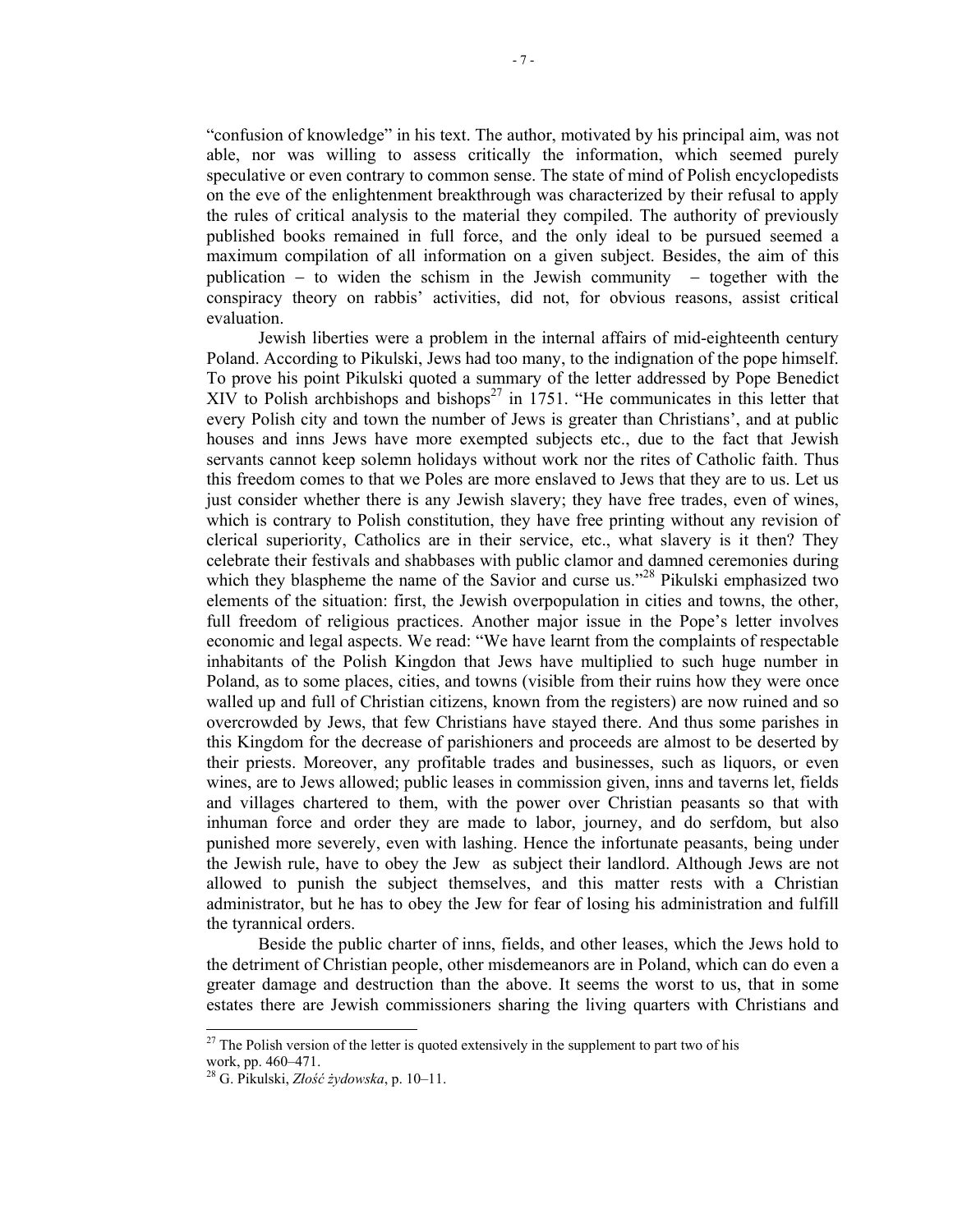"confusion of knowledge" in his text. The author, motivated by his principal aim, was not able, nor was willing to assess critically the information, which seemed purely speculative or even contrary to common sense. The state of mind of Polish encyclopedists on the eve of the enlightenment breakthrough was characterized by their refusal to apply the rules of critical analysis to the material they compiled. The authority of previously published books remained in full force, and the only ideal to be pursued seemed a maximum compilation of all information on a given subject. Besides, the aim of this publication – to widen the schism in the Jewish community – together with the conspiracy theory on rabbis' activities, did not, for obvious reasons, assist critical evaluation.

Jewish liberties were a problem in the internal affairs of mid-eighteenth century Poland. According to Pikulski, Jews had too many, to the indignation of the pope himself. To prove his point Pikulski quoted a summary of the letter addressed by Pope Benedict XIV to Polish archbishops and bishops[27] in 1751. "He communicates in this letter that every Polish city and town the number of Jews is greater than Christians', and at public houses and inns Jews have more exempted subjects etc., due to the fact that Jewish servants cannot keep solemn holidays without work nor the rites of Catholic faith. Thus this freedom comes to that we Poles are more enslaved to Jews that they are to us. Let us just consider whether there is any Jewish slavery; they have free trades, even of wines, which is contrary to Polish constitution, they have free printing without any revision of clerical superiority, Catholics are in their service, etc., what slavery is it then? They celebrate their festivals and shabbases with public clamor and damned ceremonies during which they blaspheme the name of the Savior and curse us."[28] Pikulski emphasized two elements of the situation: first, the Jewish overpopulation in cities and towns, the other, full freedom of religious practices. Another major issue in the Pope's letter involves economic and legal aspects. We read: "We have learnt from the complaints of respectable inhabitants of the Polish Kingdon that Jews have multiplied to such huge number in Poland, as to some places, cities, and towns (visible from their ruins how they were once walled up and full of Christian citizens, known from the registers) are now ruined and so overcrowded by Jews, that few Christians have stayed there. And thus some parishes in this Kingdom for the decrease of parishioners and proceeds are almost to be deserted by their priests. Moreover, any profitable trades and businesses, such as liquors, or even wines, are to Jews allowed; public leases in commission given, inns and taverns let, fields and villages chartered to them, with the power over Christian peasants so that with inhuman force and order they are made to labor, journey, and do serfdom, but also punished more severely, even with lashing. Hence the infortunate peasants, being under the Jewish rule, have to obey the Jew as subject their landlord. Although Jews are not allowed to punish the subject themselves, and this matter rests with a Christian administrator, but he has to obey the Jew for fear of losing his administration and fulfill the tyrannical orders.

Beside the public charter of inns, fields, and other leases, which the Jews hold to the detriment of Christian people, other misdemeanors are in Poland, which can do even a greater damage and destruction than the above. It seems the worst to us, that in some estates there are Jewish commissioners sharing the living quarters with Christians and

---

[27] The Polish version of the letter is quoted extensively in the supplement to part two of his work, pp. 460–471.

[28] G. Pikulski, *Złość żydowska*, p. 10–11.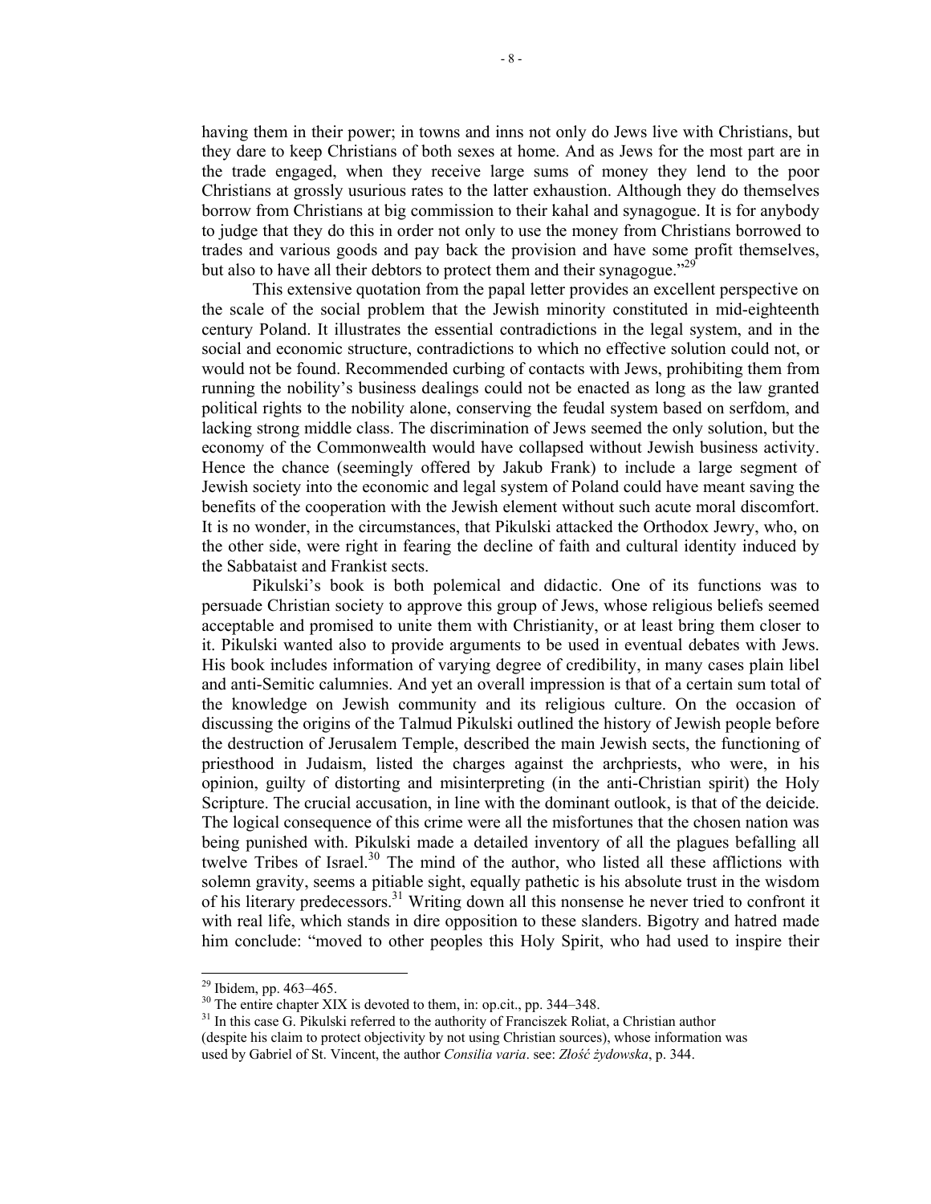having them in their power; in towns and inns not only do Jews live with Christians, but they dare to keep Christians of both sexes at home. And as Jews for the most part are in the trade engaged, when they receive large sums of money they lend to the poor Christians at grossly usurious rates to the latter exhaustion. Although they do themselves borrow from Christians at big commission to their kahal and synagogue. It is for anybody to judge that they do this in order not only to use the money from Christians borrowed to trades and various goods and pay back the provision and have some profit themselves, but also to have all their debtors to protect them and their synagogue."[29]

This extensive quotation from the papal letter provides an excellent perspective on the scale of the social problem that the Jewish minority constituted in mid-eighteenth century Poland. It illustrates the essential contradictions in the legal system, and in the social and economic structure, contradictions to which no effective solution could not, or would not be found. Recommended curbing of contacts with Jews, prohibiting them from running the nobility's business dealings could not be enacted as long as the law granted political rights to the nobility alone, conserving the feudal system based on serfdom, and lacking strong middle class. The discrimination of Jews seemed the only solution, but the economy of the Commonwealth would have collapsed without Jewish business activity. Hence the chance (seemingly offered by Jakub Frank) to include a large segment of Jewish society into the economic and legal system of Poland could have meant saving the benefits of the cooperation with the Jewish element without such acute moral discomfort. It is no wonder, in the circumstances, that Pikulski attacked the Orthodox Jewry, who, on the other side, were right in fearing the decline of faith and cultural identity induced by the Sabbataist and Frankist sects.

Pikulski's book is both polemical and didactic. One of its functions was to persuade Christian society to approve this group of Jews, whose religious beliefs seemed acceptable and promised to unite them with Christianity, or at least bring them closer to it. Pikulski wanted also to provide arguments to be used in eventual debates with Jews. His book includes information of varying degree of credibility, in many cases plain libel and anti-Semitic calumnies. And yet an overall impression is that of a certain sum total of the knowledge on Jewish community and its religious culture. On the occasion of discussing the origins of the Talmud Pikulski outlined the history of Jewish people before the destruction of Jerusalem Temple, described the main Jewish sects, the functioning of priesthood in Judaism, listed the charges against the archpriests, who were, in his opinion, guilty of distorting and misinterpreting (in the anti-Christian spirit) the Holy Scripture. The crucial accusation, in line with the dominant outlook, is that of the deicide. The logical consequence of this crime were all the misfortunes that the chosen nation was being punished with. Pikulski made a detailed inventory of all the plagues befalling all twelve Tribes of Israel.[30] The mind of the author, who listed all these afflictions with solemn gravity, seems a pitiable sight, equally pathetic is his absolute trust in the wisdom of his literary predecessors.[31] Writing down all this nonsense he never tried to confront it with real life, which stands in dire opposition to these slanders. Bigotry and hatred made him conclude: "moved to other peoples this Holy Spirit, who had used to inspire their

---

[29] Ibidem, pp. 463–465.

[30] The entire chapter XIX is devoted to them, in: op.cit., pp. 344–348.

[31] In this case G. Pikulski referred to the authority of Franciszek Roliat, a Christian author (despite his claim to protect objectivity by not using Christian sources), whose information was used by Gabriel of St. Vincent, the author *Consilia varia*. see: *Złość żydowska*, p. 344.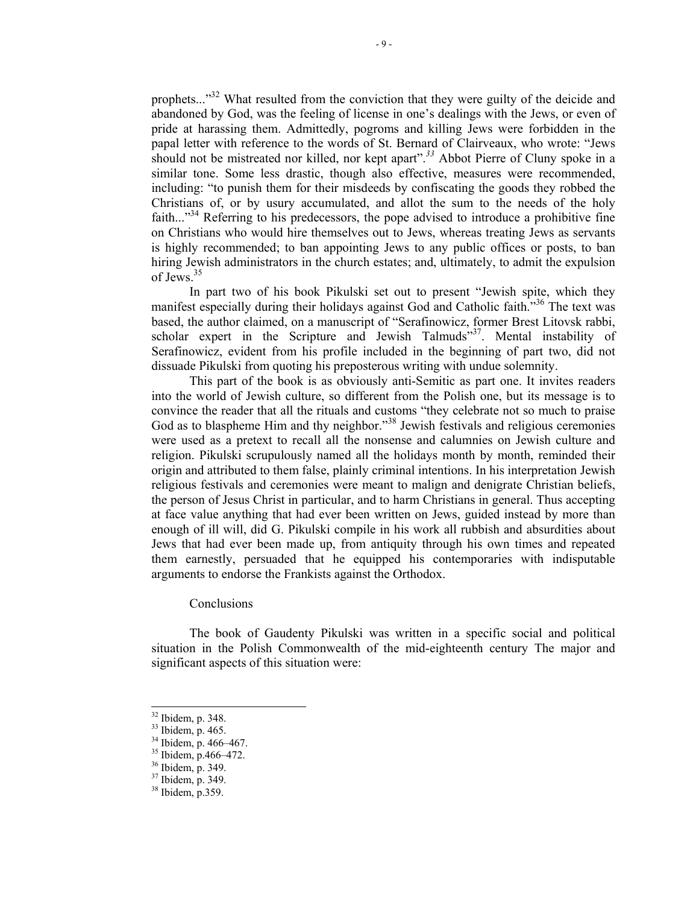prophets..."[32] What resulted from the conviction that they were guilty of the deicide and abandoned by God, was the feeling of license in one's dealings with the Jews, or even of pride at harassing them. Admittedly, pogroms and killing Jews were forbidden in the papal letter with reference to the words of St. Bernard of Clairveaux, who wrote: "Jews should not be mistreated nor killed, nor kept apart".[33] Abbot Pierre of Cluny spoke in a similar tone. Some less drastic, though also effective, measures were recommended, including: "to punish them for their misdeeds by confiscating the goods they robbed the Christians of, or by usury accumulated, and allot the sum to the needs of the holy faith..."[34] Referring to his predecessors, the pope advised to introduce a prohibitive fine on Christians who would hire themselves out to Jews, whereas treating Jews as servants is highly recommended; to ban appointing Jews to any public offices or posts, to ban hiring Jewish administrators in the church estates; and, ultimately, to admit the expulsion of Jews.[35]

In part two of his book Pikulski set out to present "Jewish spite, which they manifest especially during their holidays against God and Catholic faith."[36] The text was based, the author claimed, on a manuscript of "Serafinowicz, former Brest Litovsk rabbi, scholar expert in the Scripture and Jewish Talmuds"[37]. Mental instability of Serafinowicz, evident from his profile included in the beginning of part two, did not dissuade Pikulski from quoting his preposterous writing with undue solemnity.

This part of the book is as obviously anti-Semitic as part one. It invites readers into the world of Jewish culture, so different from the Polish one, but its message is to convince the reader that all the rituals and customs "they celebrate not so much to praise God as to blaspheme Him and thy neighbor."[38] Jewish festivals and religious ceremonies were used as a pretext to recall all the nonsense and calumnies on Jewish culture and religion. Pikulski scrupulously named all the holidays month by month, reminded their origin and attributed to them false, plainly criminal intentions. In his interpretation Jewish religious festivals and ceremonies were meant to malign and denigrate Christian beliefs, the person of Jesus Christ in particular, and to harm Christians in general. Thus accepting at face value anything that had ever been written on Jews, guided instead by more than enough of ill will, did G. Pikulski compile in his work all rubbish and absurdities about Jews that had ever been made up, from antiquity through his own times and repeated them earnestly, persuaded that he equipped his contemporaries with indisputable arguments to endorse the Frankists against the Orthodox.

## Conclusions

The book of Gaudenty Pikulski was written in a specific social and political situation in the Polish Commonwealth of the mid-eighteenth century The major and significant aspects of this situation were:

---

[32] Ibidem, p. 348.
[33] Ibidem, p. 465.
[34] Ibidem, p. 466–467.
[35] Ibidem, p.466–472.
[36] Ibidem, p. 349.
[37] Ibidem, p. 349.
[38] Ibidem, p.359.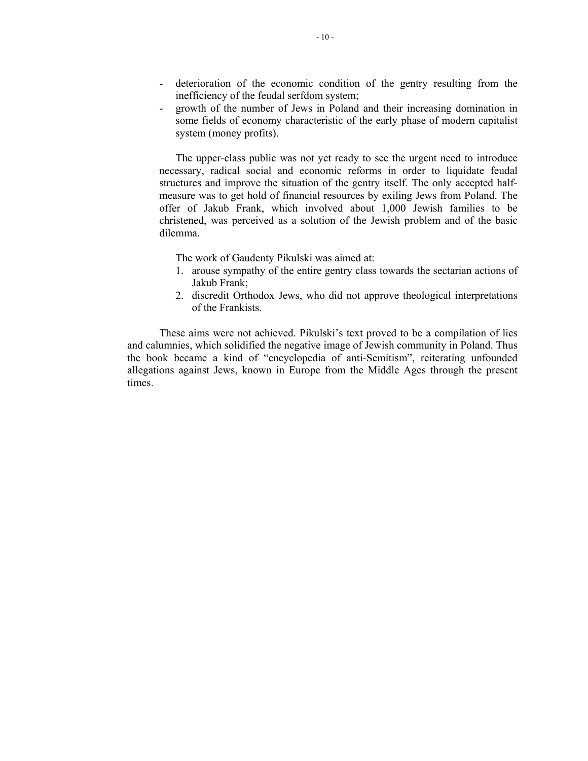- deterioration of the economic condition of the gentry resulting from the inefficiency of the feudal serfdom system;
- growth of the number of Jews in Poland and their increasing domination in some fields of economy characteristic of the early phase of modern capitalist system (money profits).

The upper-class public was not yet ready to see the urgent need to introduce necessary, radical social and economic reforms in order to liquidate feudal structures and improve the situation of the gentry itself. The only accepted half-measure was to get hold of financial resources by exiling Jews from Poland. The offer of Jakub Frank, which involved about 1,000 Jewish families to be christened, was perceived as a solution of the Jewish problem and of the basic dilemma.

The work of Gaudenty Pikulski was aimed at:

1. arouse sympathy of the entire gentry class towards the sectarian actions of Jakub Frank;
2. discredit Orthodox Jews, who did not approve theological interpretations of the Frankists.

These aims were not achieved. Pikulski's text proved to be a compilation of lies and calumnies, which solidified the negative image of Jewish community in Poland. Thus the book became a kind of "encyclopedia of anti-Semitism", reiterating unfounded allegations against Jews, known in Europe from the Middle Ages through the present times.